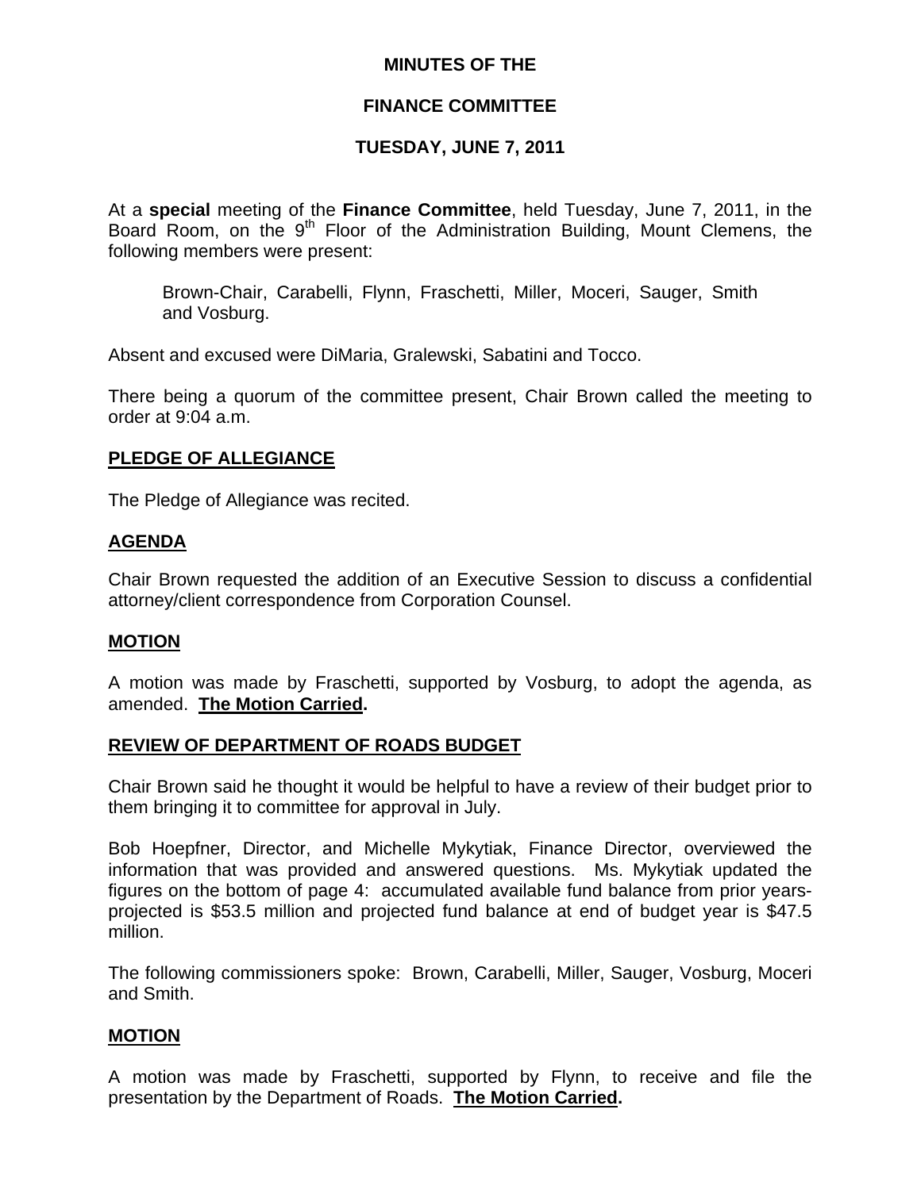# MINUTES OF THE

# FINANCE COMMITTEE

# TUESDAY, JUNE 7, 2011

At a **special** meeting of the **Finance Committee**, held Tuesday, June 7, 2011, in the Board Room, on the 9th Floor of the Administration Building, Mount Clemens, the following members were present:

> Brown-Chair, Carabelli, Flynn, Fraschetti, Miller, Moceri, Sauger, Smith and Vosburg.

Absent and excused were DiMaria, Gralewski, Sabatini and Tocco.

There being a quorum of the committee present, Chair Brown called the meeting to order at 9:04 a.m.

## PLEDGE OF ALLEGIANCE

The Pledge of Allegiance was recited.

## AGENDA

Chair Brown requested the addition of an Executive Session to discuss a confidential attorney/client correspondence from Corporation Counsel.

## MOTION

A motion was made by Fraschetti, supported by Vosburg, to adopt the agenda, as amended. **The Motion Carried.**

## REVIEW OF DEPARTMENT OF ROADS BUDGET

Chair Brown said he thought it would be helpful to have a review of their budget prior to them bringing it to committee for approval in July.

Bob Hoepfner, Director, and Michelle Mykytiak, Finance Director, overviewed the information that was provided and answered questions. Ms. Mykytiak updated the figures on the bottom of page 4: accumulated available fund balance from prior years-projected is $53.5 million and projected fund balance at end of budget year is $47.5 million.

The following commissioners spoke: Brown, Carabelli, Miller, Sauger, Vosburg, Moceri and Smith.

## MOTION

A motion was made by Fraschetti, supported by Flynn, to receive and file the presentation by the Department of Roads. **The Motion Carried.**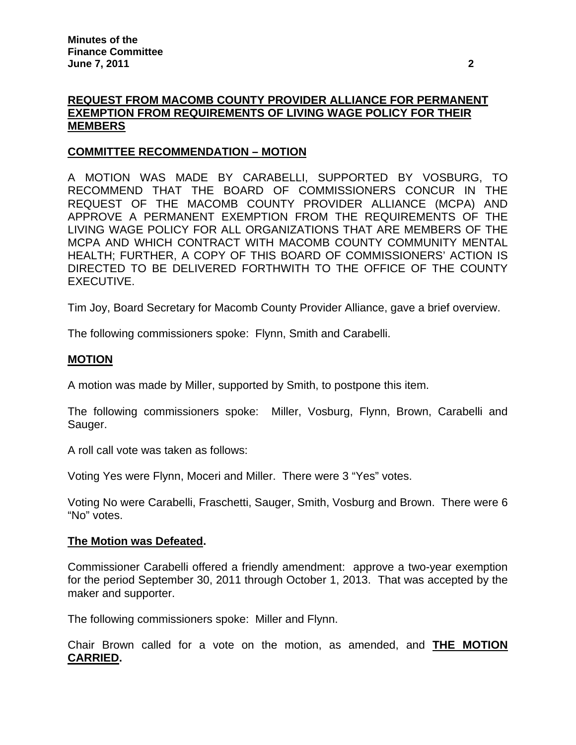**REQUEST FROM MACOMB COUNTY PROVIDER ALLIANCE FOR PERMANENT EXEMPTION FROM REQUIREMENTS OF LIVING WAGE POLICY FOR THEIR MEMBERS**

**COMMITTEE RECOMMENDATION – MOTION**

A MOTION WAS MADE BY CARABELLI, SUPPORTED BY VOSBURG, TO RECOMMEND THAT THE BOARD OF COMMISSIONERS CONCUR IN THE REQUEST OF THE MACOMB COUNTY PROVIDER ALLIANCE (MCPA) AND APPROVE A PERMANENT EXEMPTION FROM THE REQUIREMENTS OF THE LIVING WAGE POLICY FOR ALL ORGANIZATIONS THAT ARE MEMBERS OF THE MCPA AND WHICH CONTRACT WITH MACOMB COUNTY COMMUNITY MENTAL HEALTH; FURTHER, A COPY OF THIS BOARD OF COMMISSIONERS' ACTION IS DIRECTED TO BE DELIVERED FORTHWITH TO THE OFFICE OF THE COUNTY EXECUTIVE.

Tim Joy, Board Secretary for Macomb County Provider Alliance, gave a brief overview.

The following commissioners spoke: Flynn, Smith and Carabelli.

**MOTION**

A motion was made by Miller, supported by Smith, to postpone this item.

The following commissioners spoke: Miller, Vosburg, Flynn, Brown, Carabelli and Sauger.

A roll call vote was taken as follows:

Voting Yes were Flynn, Moceri and Miller. There were 3 "Yes" votes.

Voting No were Carabelli, Fraschetti, Sauger, Smith, Vosburg and Brown. There were 6 "No" votes.

**The Motion was Defeated.**

Commissioner Carabelli offered a friendly amendment: approve a two-year exemption for the period September 30, 2011 through October 1, 2013. That was accepted by the maker and supporter.

The following commissioners spoke: Miller and Flynn.

Chair Brown called for a vote on the motion, as amended, and **THE MOTION CARRIED.**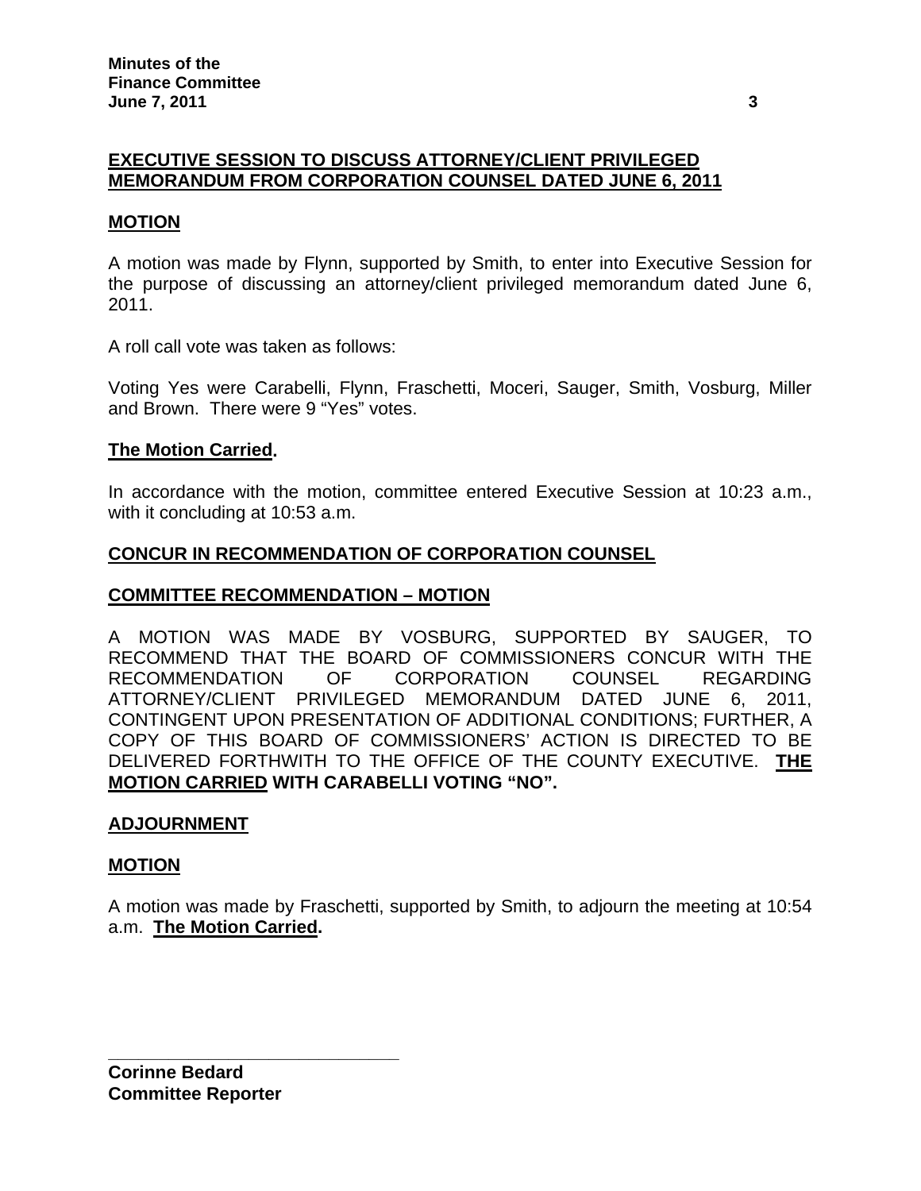## EXECUTIVE SESSION TO DISCUSS ATTORNEY/CLIENT PRIVILEGED MEMORANDUM FROM CORPORATION COUNSEL DATED JUNE 6, 2011

### MOTION

A motion was made by Flynn, supported by Smith, to enter into Executive Session for the purpose of discussing an attorney/client privileged memorandum dated June 6, 2011.

A roll call vote was taken as follows:

Voting Yes were Carabelli, Flynn, Fraschetti, Moceri, Sauger, Smith, Vosburg, Miller and Brown. There were 9 "Yes" votes.

**The Motion Carried.**

In accordance with the motion, committee entered Executive Session at 10:23 a.m., with it concluding at 10:53 a.m.

## CONCUR IN RECOMMENDATION OF CORPORATION COUNSEL

### COMMITTEE RECOMMENDATION – MOTION

A MOTION WAS MADE BY VOSBURG, SUPPORTED BY SAUGER, TO RECOMMEND THAT THE BOARD OF COMMISSIONERS CONCUR WITH THE RECOMMENDATION OF CORPORATION COUNSEL REGARDING ATTORNEY/CLIENT PRIVILEGED MEMORANDUM DATED JUNE 6, 2011, CONTINGENT UPON PRESENTATION OF ADDITIONAL CONDITIONS; FURTHER, A COPY OF THIS BOARD OF COMMISSIONERS' ACTION IS DIRECTED TO BE DELIVERED FORTHWITH TO THE OFFICE OF THE COUNTY EXECUTIVE. **THE MOTION CARRIED WITH CARABELLI VOTING "NO".**

## ADJOURNMENT

### MOTION

A motion was made by Fraschetti, supported by Smith, to adjourn the meeting at 10:54 a.m. **The Motion Carried.**

\_\_\_\_\_\_\_\_\_\_\_\_\_\_\_\_\_\_\_\_\_\_\_\_\_\_\_\_\_\_

**Corinne Bedard**
**Committee Reporter**